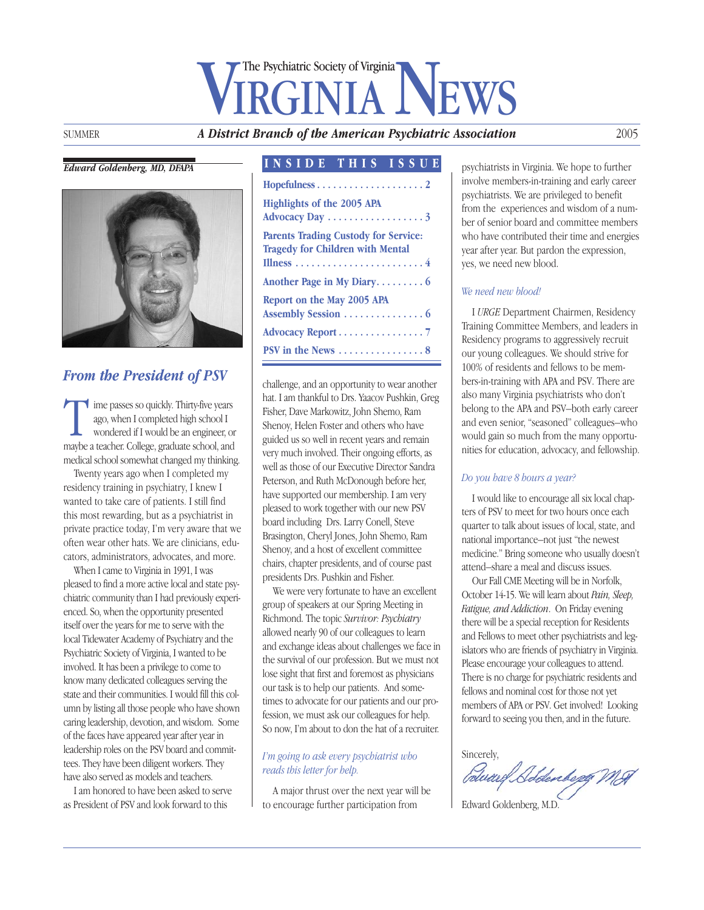# The Psychiatric Society of Virginia VIRGINIA NEWS

SUMMER — ***A District Branch of the American Psychiatric Association*** — 2005

***Edward Goldenberg, MD, DFAPA***

## *From the President of PSV*

Time passes so quickly. Thirty-five years ago, when I completed high school I wondered if I would be an engineer, or maybe a teacher. College, graduate school, and medical school somewhat changed my thinking.

Twenty years ago when I completed my residency training in psychiatry, I knew I wanted to take care of patients. I still find this most rewarding, but as a psychiatrist in private practice today, I'm very aware that we often wear other hats. We are clinicians, educators, administrators, advocates, and more.

When I came to Virginia in 1991, I was pleased to find a more active local and state psychiatric community than I had previously experienced. So, when the opportunity presented itself over the years for me to serve with the local Tidewater Academy of Psychiatry and the Psychiatric Society of Virginia, I wanted to be involved. It has been a privilege to come to know many dedicated colleagues serving the state and their communities. I would fill this column by listing all those people who have shown caring leadership, devotion, and wisdom. Some of the faces have appeared year after year in leadership roles on the PSV board and committees. They have been diligent workers. They have also served as models and teachers.

I am honored to have been asked to serve as President of PSV and look forward to this challenge, and an opportunity to wear another hat. I am thankful to Drs. Yaacov Pushkin, Greg Fisher, Dave Markowitz, John Shemo, Ram Shenoy, Helen Foster and others who have guided us so well in recent years and remain very much involved. Their ongoing efforts, as well as those of our Executive Director Sandra Peterson, and Ruth McDonough before her, have supported our membership. I am very pleased to work together with our new PSV board including Drs. Larry Conell, Steve Brasington, Cheryl Jones, John Shemo, Ram Shenoy, and a host of excellent committee chairs, chapter presidents, and of course past presidents Drs. Pushkin and Fisher.

We were very fortunate to have an excellent group of speakers at our Spring Meeting in Richmond. The topic *Survivor: Psychiatry* allowed nearly 90 of our colleagues to learn and exchange ideas about challenges we face in the survival of our profession. But we must not lose sight that first and foremost as physicians our task is to help our patients. And sometimes to advocate for our patients and our profession, we must ask our colleagues for help. So now, I'm about to don the hat of a recruiter.

*I'm going to ask every psychiatrist who reads this letter for help.*

A major thrust over the next year will be to encourage further participation from psychiatrists in Virginia. We hope to further involve members-in-training and early career psychiatrists. We are privileged to benefit from the experiences and wisdom of a number of senior board and committee members who have contributed their time and energies year after year. But pardon the expression, yes, we need new blood.

*We need new blood!*

I *URGE* Department Chairmen, Residency Training Committee Members, and leaders in Residency programs to aggressively recruit our young colleagues. We should strive for 100% of residents and fellows to be members-in-training with APA and PSV. There are also many Virginia psychiatrists who don't belong to the APA and PSV–both early career and even senior, "seasoned" colleagues–who would gain so much from the many opportunities for education, advocacy, and fellowship.

*Do you have 8 hours a year?*

I would like to encourage all six local chapters of PSV to meet for two hours once each quarter to talk about issues of local, state, and national importance–not just "the newest medicine." Bring someone who usually doesn't attend–share a meal and discuss issues.

Our Fall CME Meeting will be in Norfolk, October 14-15. We will learn about *Pain, Sleep, Fatigue, and Addiction*. On Friday evening there will be a special reception for Residents and Fellows to meet other psychiatrists and legislators who are friends of psychiatry in Virginia. Please encourage your colleagues to attend. There is no charge for psychiatric residents and fellows and nominal cost for those not yet members of APA or PSV. Get involved! Looking forward to seeing you then, and in the future.

Sincerely,

Edward Goldenberg, M.D.

## INSIDE THIS ISSUE

- **Hopefulness . . . . . . . 2**
- **Highlights of the 2005 APA Advocacy Day . . . . . . . 3**
- **Parents Trading Custody for Service: Tragedy for Children with Mental Illness . . . . . . . 4**
- **Another Page in My Diary. . . . . . . 6**
- **Report on the May 2005 APA Assembly Session . . . . . . . 6**
- **Advocacy Report . . . . . . . 7**
- **PSV in the News . . . . . . . 8**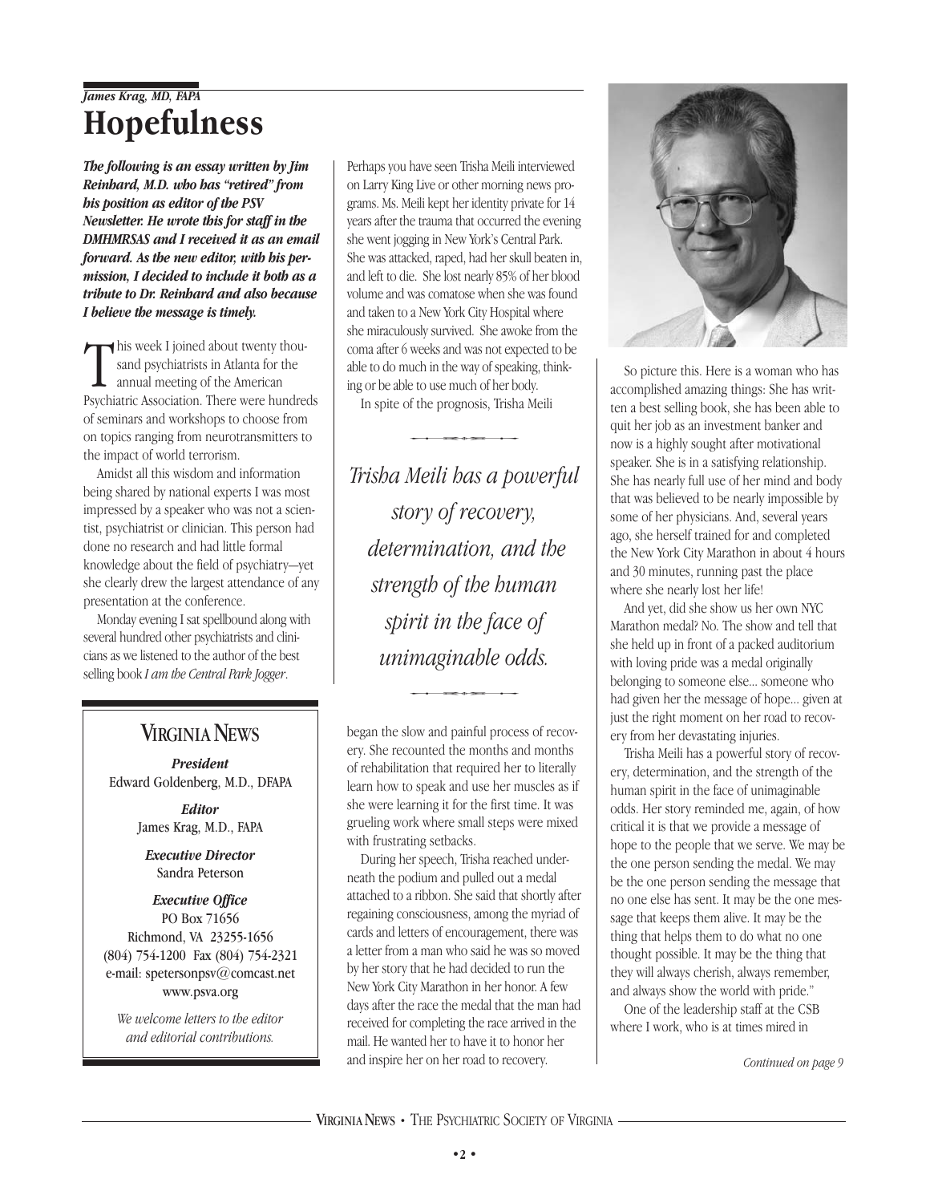*James Krag, MD, FAPA*

# Hopefulness

***The following is an essay written by Jim Reinhard, M.D. who has "retired" from his position as editor of the PSV Newsletter. He wrote this for staff in the DMHMRSAS and I received it as an email forward. As the new editor, with his permission, I decided to include it both as a tribute to Dr. Reinhard and also because I believe the message is timely.***

This week I joined about twenty thousand psychiatrists in Atlanta for the annual meeting of the American Psychiatric Association. There were hundreds of seminars and workshops to choose from on topics ranging from neurotransmitters to the impact of world terrorism.

Amidst all this wisdom and information being shared by national experts I was most impressed by a speaker who was not a scientist, psychiatrist or clinician. This person had done no research and had little formal knowledge about the field of psychiatry—yet she clearly drew the largest attendance of any presentation at the conference.

Monday evening I sat spellbound along with several hundred other psychiatrists and clinicians as we listened to the author of the best selling book *I am the Central Park Jogger*.

Perhaps you have seen Trisha Meili interviewed on Larry King Live or other morning news programs. Ms. Meili kept her identity private for 14 years after the trauma that occurred the evening she went jogging in New York's Central Park. She was attacked, raped, had her skull beaten in, and left to die. She lost nearly 85% of her blood volume and was comatose when she was found and taken to a New York City Hospital where she miraculously survived. She awoke from the coma after 6 weeks and was not expected to be able to do much in the way of speaking, thinking or be able to use much of her body.

In spite of the prognosis, Trisha Meili began the slow and painful process of recovery. She recounted the months and months of rehabilitation that required her to literally learn how to speak and use her muscles as if she were learning it for the first time. It was grueling work where small steps were mixed with frustrating setbacks.

> *Trisha Meili has a powerful story of recovery, determination, and the strength of the human spirit in the face of unimaginable odds.*

During her speech, Trisha reached underneath the podium and pulled out a medal attached to a ribbon. She said that shortly after regaining consciousness, among the myriad of cards and letters of encouragement, there was a letter from a man who said he was so moved by her story that he had decided to run the New York City Marathon in her honor. A few days after the race the medal that the man had received for completing the race arrived in the mail. He wanted her to have it to honor her and inspire her on her road to recovery.

So picture this. Here is a woman who has accomplished amazing things: She has written a best selling book, she has been able to quit her job as an investment banker and now is a highly sought after motivational speaker. She is in a satisfying relationship. She has nearly full use of her mind and body that was believed to be nearly impossible by some of her physicians. And, several years ago, she herself trained for and completed the New York City Marathon in about 4 hours and 30 minutes, running past the place where she nearly lost her life!

And yet, did she show us her own NYC Marathon medal? No. The show and tell that she held up in front of a packed auditorium with loving pride was a medal originally belonging to someone else... someone who had given her the message of hope... given at just the right moment on her road to recovery from her devastating injuries.

Trisha Meili has a powerful story of recovery, determination, and the strength of the human spirit in the face of unimaginable odds. Her story reminded me, again, of how critical it is that we provide a message of hope to the people that we serve. We may be the one person sending the medal. We may be the one person sending the message that no one else has sent. It may be the one message that keeps them alive. It may be the thing that helps them to do what no one thought possible. It may be the thing that they will always cherish, always remember, and always show the world with pride."

One of the leadership staff at the CSB where I work, who is at times mired in

*Continued on page 9*

---

## VIRGINIA NEWS

***President***
Edward Goldenberg, M.D., DFAPA

***Editor***
James Krag, M.D., FAPA

***Executive Director***
Sandra Peterson

***Executive Office***
PO Box 71656
Richmond, VA 23255-1656
(804) 754-1200 Fax (804) 754-2321
e-mail: spetersonpsv@comcast.net
www.psva.org

*We welcome letters to the editor and editorial contributions.*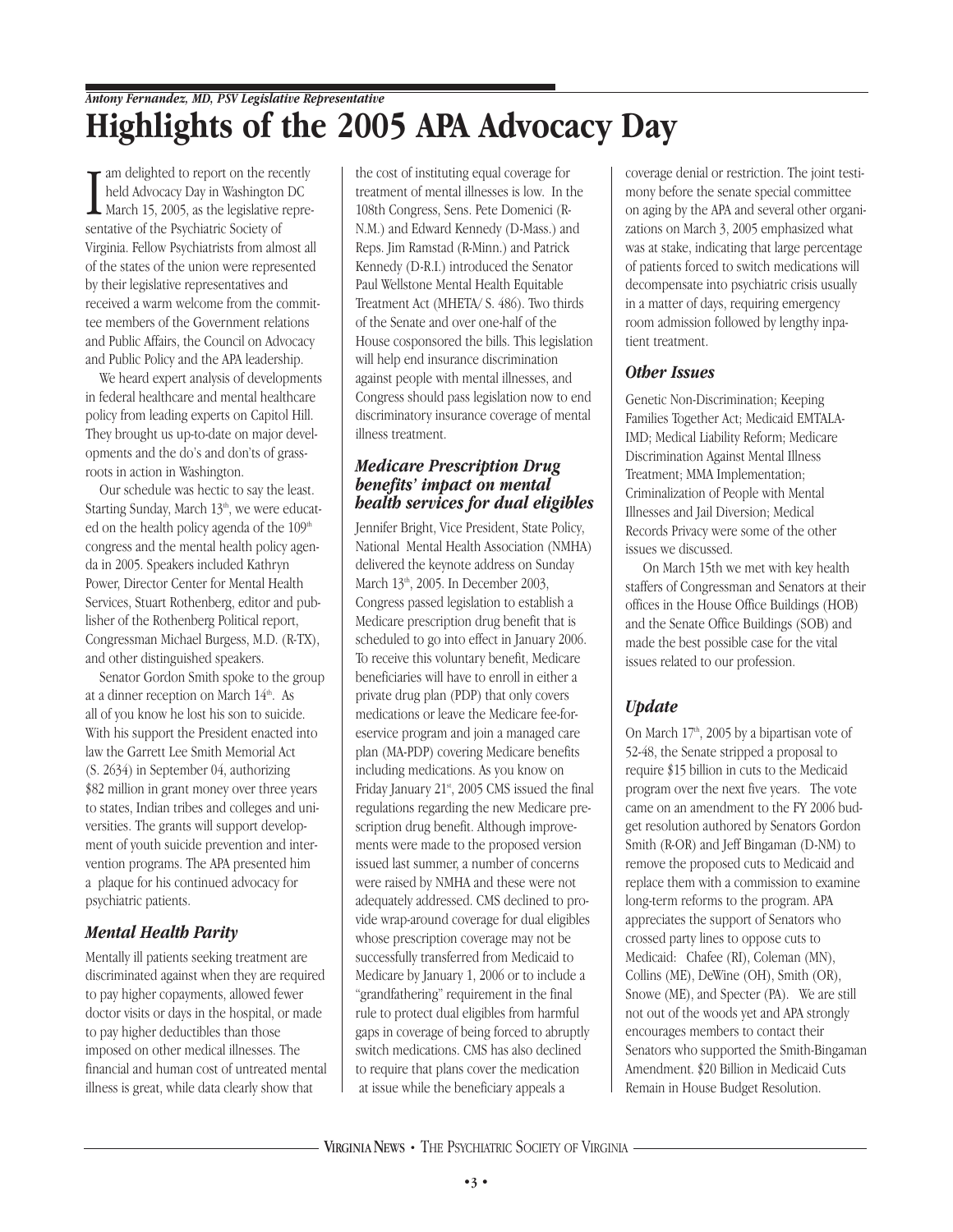*Antony Fernandez, MD, PSV Legislative Representative*

# Highlights of the 2005 APA Advocacy Day

I am delighted to report on the recently held Advocacy Day in Washington DC March 15, 2005, as the legislative representative of the Psychiatric Society of Virginia. Fellow Psychiatrists from almost all of the states of the union were represented by their legislative representatives and received a warm welcome from the committee members of the Government relations and Public Affairs, the Council on Advocacy and Public Policy and the APA leadership.

We heard expert analysis of developments in federal healthcare and mental healthcare policy from leading experts on Capitol Hill. They brought us up-to-date on major developments and the do's and don'ts of grassroots in action in Washington.

Our schedule was hectic to say the least. Starting Sunday, March 13th, we were educated on the health policy agenda of the 109th congress and the mental health policy agenda in 2005. Speakers included Kathryn Power, Director Center for Mental Health Services, Stuart Rothenberg, editor and publisher of the Rothenberg Political report, Congressman Michael Burgess, M.D. (R-TX), and other distinguished speakers.

Senator Gordon Smith spoke to the group at a dinner reception on March 14th. As all of you know he lost his son to suicide. With his support the President enacted into law the Garrett Lee Smith Memorial Act (S. 2634) in September 04, authorizing $82 million in grant money over three years to states, Indian tribes and colleges and universities. The grants will support development of youth suicide prevention and intervention programs. The APA presented him a plaque for his continued advocacy for psychiatric patients.

### *Mental Health Parity*

Mentally ill patients seeking treatment are discriminated against when they are required to pay higher copayments, allowed fewer doctor visits or days in the hospital, or made to pay higher deductibles than those imposed on other medical illnesses. The financial and human cost of untreated mental illness is great, while data clearly show that the cost of instituting equal coverage for treatment of mental illnesses is low. In the 108th Congress, Sens. Pete Domenici (R-N.M.) and Edward Kennedy (D-Mass.) and Reps. Jim Ramstad (R-Minn.) and Patrick Kennedy (D-R.I.) introduced the Senator Paul Wellstone Mental Health Equitable Treatment Act (MHETA/ S. 486). Two thirds of the Senate and over one-half of the House cosponsored the bills. This legislation will help end insurance discrimination against people with mental illnesses, and Congress should pass legislation now to end discriminatory insurance coverage of mental illness treatment.

### *Medicare Prescription Drug benefits' impact on mental health services for dual eligibles*

Jennifer Bright, Vice President, State Policy, National Mental Health Association (NMHA) delivered the keynote address on Sunday March 13th, 2005. In December 2003, Congress passed legislation to establish a Medicare prescription drug benefit that is scheduled to go into effect in January 2006. To receive this voluntary benefit, Medicare beneficiaries will have to enroll in either a private drug plan (PDP) that only covers medications or leave the Medicare fee-foreservice program and join a managed care plan (MA-PDP) covering Medicare benefits including medications. As you know on Friday January 21st, 2005 CMS issued the final regulations regarding the new Medicare prescription drug benefit. Although improvements were made to the proposed version issued last summer, a number of concerns were raised by NMHA and these were not adequately addressed. CMS declined to provide wrap-around coverage for dual eligibles whose prescription coverage may not be successfully transferred from Medicaid to Medicare by January 1, 2006 or to include a "grandfathering" requirement in the final rule to protect dual eligibles from harmful gaps in coverage of being forced to abruptly switch medications. CMS has also declined to require that plans cover the medication at issue while the beneficiary appeals a coverage denial or restriction. The joint testimony before the senate special committee on aging by the APA and several other organizations on March 3, 2005 emphasized what was at stake, indicating that large percentage of patients forced to switch medications will decompensate into psychiatric crisis usually in a matter of days, requiring emergency room admission followed by lengthy inpatient treatment.

### *Other Issues*

Genetic Non-Discrimination; Keeping Families Together Act; Medicaid EMTALA-IMD; Medical Liability Reform; Medicare Discrimination Against Mental Illness Treatment; MMA Implementation; Criminalization of People with Mental Illnesses and Jail Diversion; Medical Records Privacy were some of the other issues we discussed.

On March 15th we met with key health staffers of Congressman and Senators at their offices in the House Office Buildings (HOB) and the Senate Office Buildings (SOB) and made the best possible case for the vital issues related to our profession.

### *Update*

On March 17th, 2005 by a bipartisan vote of 52-48, the Senate stripped a proposal to require $15 billion in cuts to the Medicaid program over the next five years. The vote came on an amendment to the FY 2006 budget resolution authored by Senators Gordon Smith (R-OR) and Jeff Bingaman (D-NM) to remove the proposed cuts to Medicaid and replace them with a commission to examine long-term reforms to the program. APA appreciates the support of Senators who crossed party lines to oppose cuts to Medicaid: Chafee (RI), Coleman (MN), Collins (ME), DeWine (OH), Smith (OR), Snowe (ME), and Specter (PA). We are still not out of the woods yet and APA strongly encourages members to contact their Senators who supported the Smith-Bingaman Amendment. $20 Billion in Medicaid Cuts Remain in House Budget Resolution.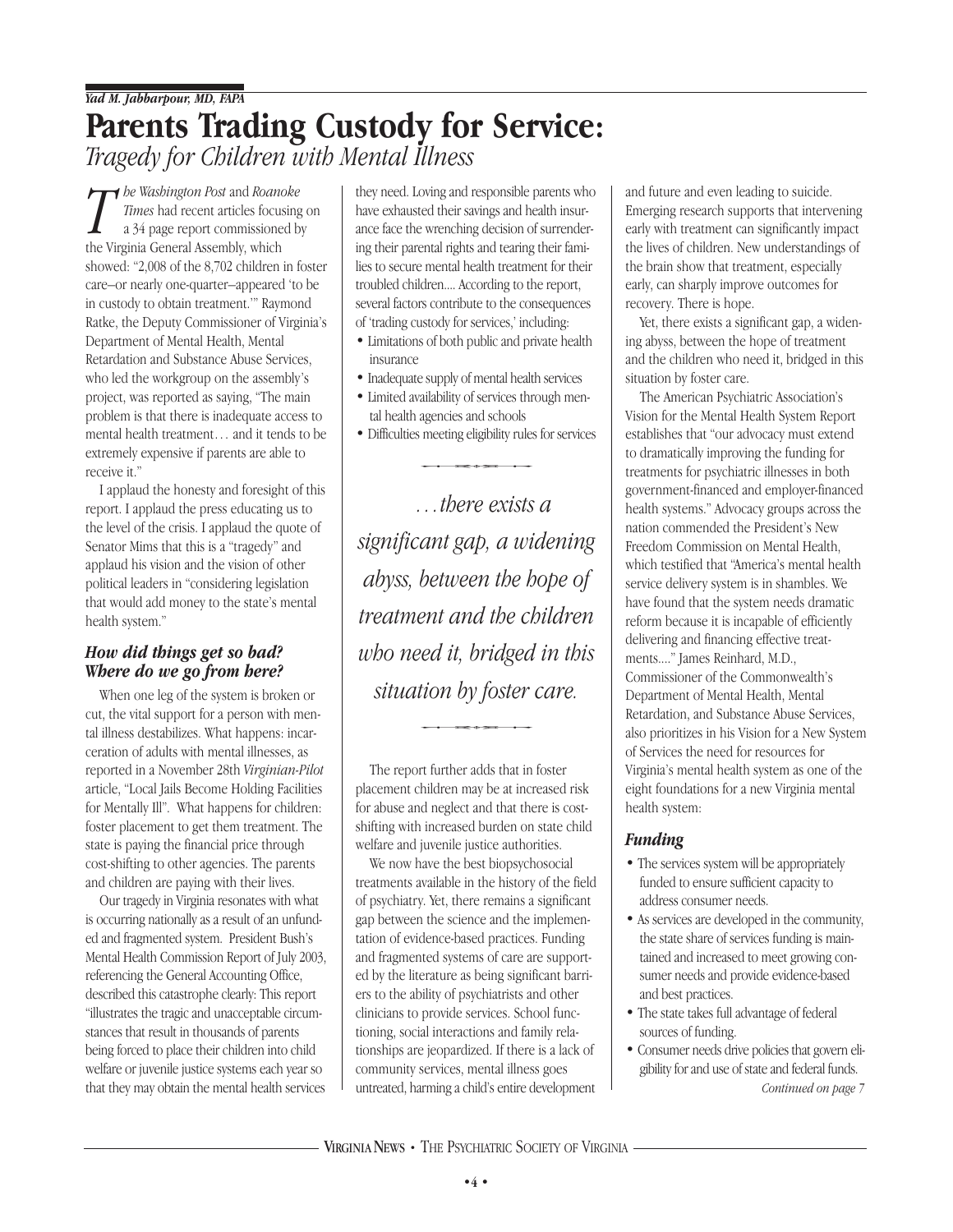*Yad M. Jabbarpour, MD, FAPA*

# Parents Trading Custody for Service:

## *Tragedy for Children with Mental Illness*

*The Washington Post* and *Roanoke Times* had recent articles focusing on a 34 page report commissioned by the Virginia General Assembly, which showed: "2,008 of the 8,702 children in foster care–or nearly one-quarter–appeared 'to be in custody to obtain treatment.'" Raymond Ratke, the Deputy Commissioner of Virginia's Department of Mental Health, Mental Retardation and Substance Abuse Services, who led the workgroup on the assembly's project, was reported as saying, "The main problem is that there is inadequate access to mental health treatment… and it tends to be extremely expensive if parents are able to receive it."

I applaud the honesty and foresight of this report. I applaud the press educating us to the level of the crisis. I applaud the quote of Senator Mims that this is a "tragedy" and applaud his vision and the vision of other political leaders in "considering legislation that would add money to the state's mental health system."

### *How did things get so bad? Where do we go from here?*

When one leg of the system is broken or cut, the vital support for a person with mental illness destabilizes. What happens: incarceration of adults with mental illnesses, as reported in a November 28th *Virginian-Pilot* article, "Local Jails Become Holding Facilities for Mentally Ill". What happens for children: foster placement to get them treatment. The state is paying the financial price through cost-shifting to other agencies. The parents and children are paying with their lives.

Our tragedy in Virginia resonates with what is occurring nationally as a result of an unfunded and fragmented system. President Bush's Mental Health Commission Report of July 2003, referencing the General Accounting Office, described this catastrophe clearly: This report "illustrates the tragic and unacceptable circumstances that result in thousands of parents being forced to place their children into child welfare or juvenile justice systems each year so that they may obtain the mental health services they need. Loving and responsible parents who have exhausted their savings and health insurance face the wrenching decision of surrendering their parental rights and tearing their families to secure mental health treatment for their troubled children.... According to the report, several factors contribute to the consequences of 'trading custody for services,' including:

- Limitations of both public and private health insurance
- Inadequate supply of mental health services
- Limited availability of services through mental health agencies and schools
- Difficulties meeting eligibility rules for services

*…there exists a significant gap, a widening abyss, between the hope of treatment and the children who need it, bridged in this situation by foster care.*

The report further adds that in foster placement children may be at increased risk for abuse and neglect and that there is cost-shifting with increased burden on state child welfare and juvenile justice authorities.

We now have the best biopsychosocial treatments available in the history of the field of psychiatry. Yet, there remains a significant gap between the science and the implementation of evidence-based practices. Funding and fragmented systems of care are supported by the literature as being significant barriers to the ability of psychiatrists and other clinicians to provide services. School functioning, social interactions and family relationships are jeopardized. If there is a lack of community services, mental illness goes untreated, harming a child's entire development and future and even leading to suicide. Emerging research supports that intervening early with treatment can significantly impact the lives of children. New understandings of the brain show that treatment, especially early, can sharply improve outcomes for recovery. There is hope.

Yet, there exists a significant gap, a widening abyss, between the hope of treatment and the children who need it, bridged in this situation by foster care.

The American Psychiatric Association's Vision for the Mental Health System Report establishes that "our advocacy must extend to dramatically improving the funding for treatments for psychiatric illnesses in both government-financed and employer-financed health systems." Advocacy groups across the nation commended the President's New Freedom Commission on Mental Health, which testified that "America's mental health service delivery system is in shambles. We have found that the system needs dramatic reform because it is incapable of efficiently delivering and financing effective treatments...." James Reinhard, M.D., Commissioner of the Commonwealth's Department of Mental Health, Mental Retardation, and Substance Abuse Services, also prioritizes in his Vision for a New System of Services the need for resources for Virginia's mental health system as one of the eight foundations for a new Virginia mental health system:

### *Funding*

- The services system will be appropriately funded to ensure sufficient capacity to address consumer needs.
- As services are developed in the community, the state share of services funding is maintained and increased to meet growing consumer needs and provide evidence-based and best practices.
- The state takes full advantage of federal sources of funding.
- Consumer needs drive policies that govern eligibility for and use of state and federal funds.

*Continued on page 7*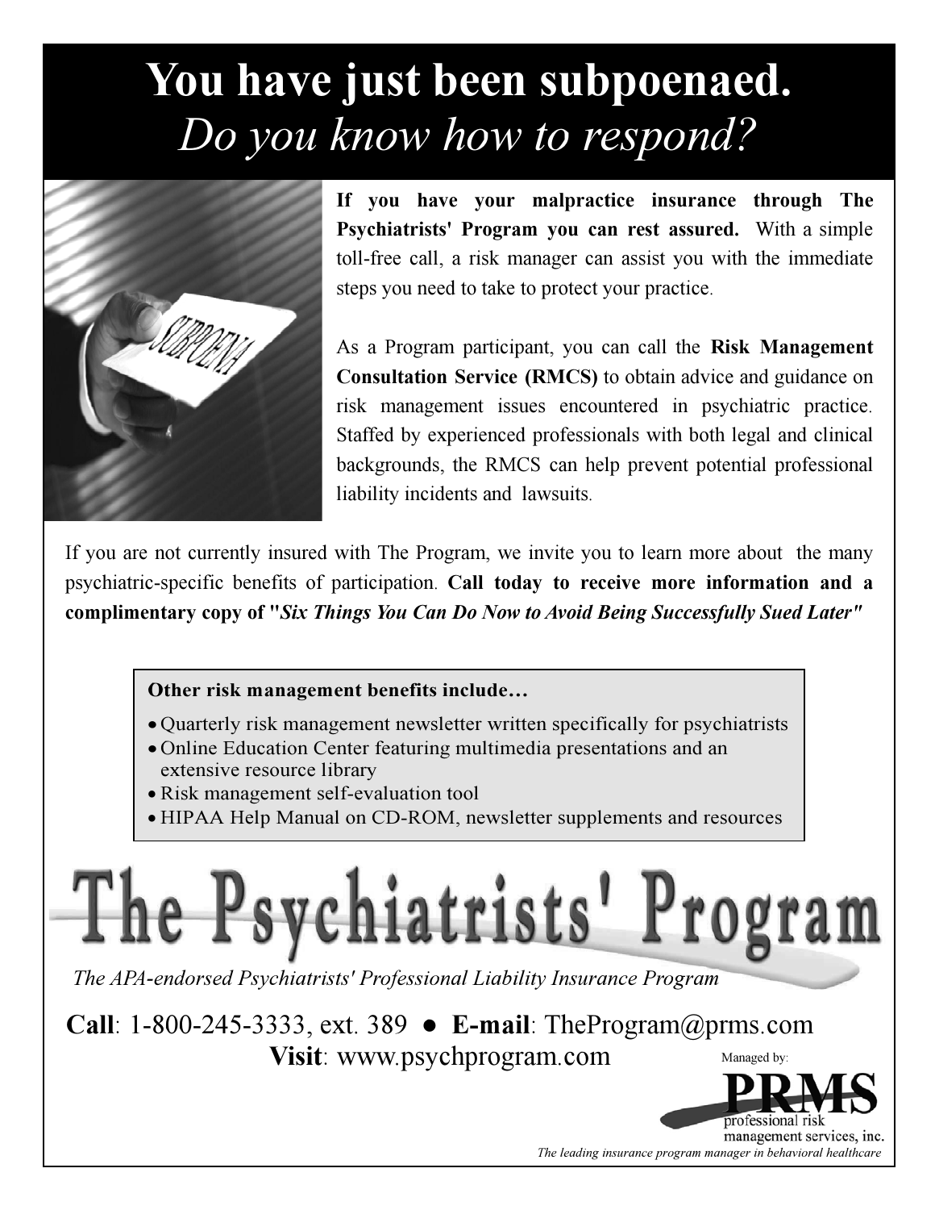# You have just been subpoenaed.

*Do you know how to respond?*

**If you have your malpractice insurance through The Psychiatrists' Program you can rest assured.** With a simple toll-free call, a risk manager can assist you with the immediate steps you need to take to protect your practice.

As a Program participant, you can call the **Risk Management Consultation Service (RMCS)** to obtain advice and guidance on risk management issues encountered in psychiatric practice. Staffed by experienced professionals with both legal and clinical backgrounds, the RMCS can help prevent potential professional liability incidents and lawsuits.

If you are not currently insured with The Program, we invite you to learn more about the many psychiatric-specific benefits of participation. **Call today to receive more information and a complimentary copy of "*Six Things You Can Do Now to Avoid Being Successfully Sued Later*"**

**Other risk management benefits include…**

- Quarterly risk management newsletter written specifically for psychiatrists
- Online Education Center featuring multimedia presentations and an extensive resource library
- Risk management self-evaluation tool
- HIPAA Help Manual on CD-ROM, newsletter supplements and resources

## The Psychiatrists' Program

*The APA-endorsed Psychiatrists' Professional Liability Insurance Program*

**Call**: 1-800-245-3333, ext. 389 ● **E-mail**: TheProgram@prms.com

**Visit**: www.psychprogram.com

Managed by:

**PRMS**
professional risk management services, inc.

*The leading insurance program manager in behavioral healthcare*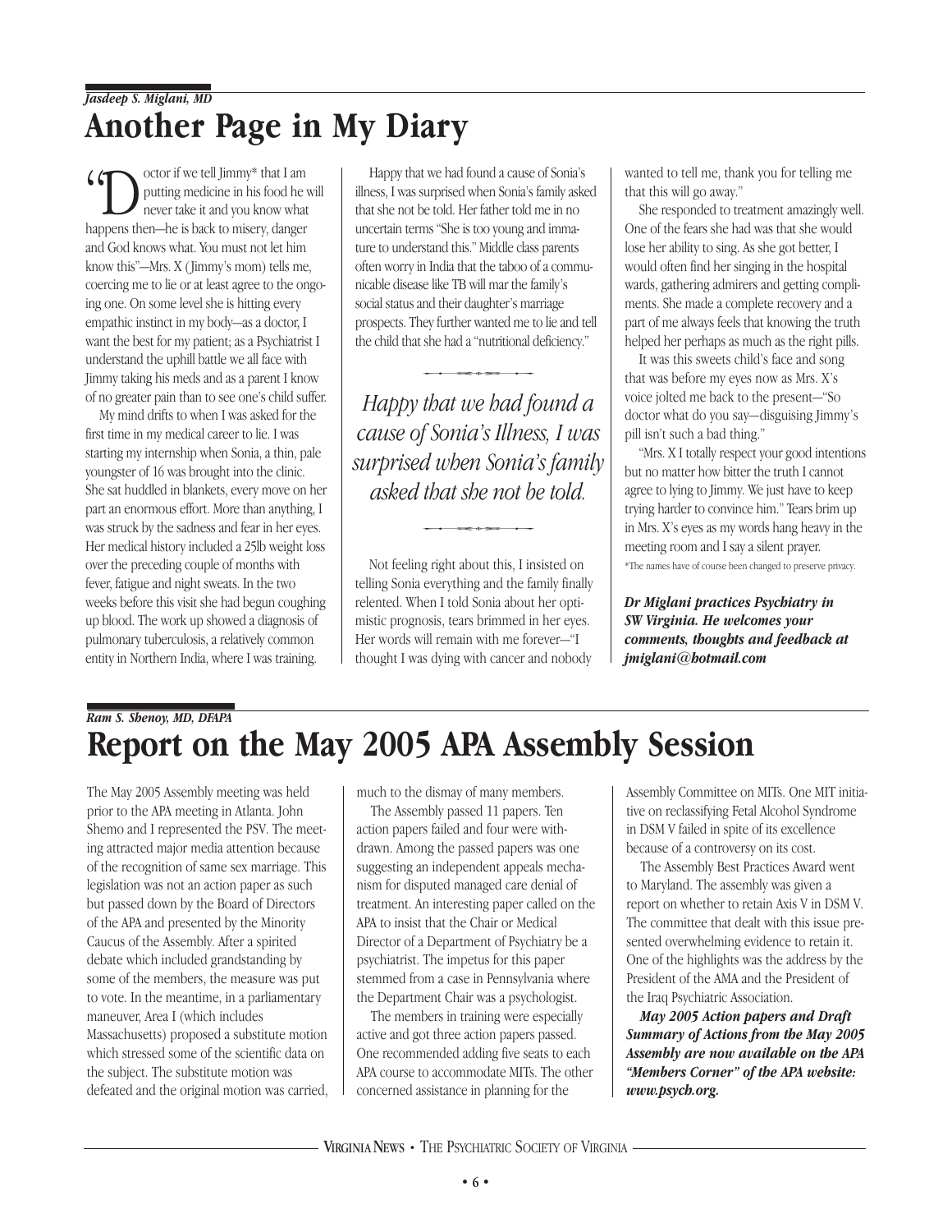*Jasdeep S. Miglani, MD*

# Another Page in My Diary

"Doctor if we tell Jimmy* that I am putting medicine in his food he will never take it and you know what happens then—he is back to misery, danger and God knows what. You must not let him know this"—Mrs. X (Jimmy's mom) tells me, coercing me to lie or at least agree to the ongoing one. On some level she is hitting every empathic instinct in my body—as a doctor, I want the best for my patient; as a Psychiatrist I understand the uphill battle we all face with Jimmy taking his meds and as a parent I know of no greater pain than to see one's child suffer.

My mind drifts to when I was asked for the first time in my medical career to lie. I was starting my internship when Sonia, a thin, pale youngster of 16 was brought into the clinic. She sat huddled in blankets, every move on her part an enormous effort. More than anything, I was struck by the sadness and fear in her eyes. Her medical history included a 25lb weight loss over the preceding couple of months with fever, fatigue and night sweats. In the two weeks before this visit she had begun coughing up blood. The work up showed a diagnosis of pulmonary tuberculosis, a relatively common entity in Northern India, where I was training.

Happy that we had found a cause of Sonia's illness, I was surprised when Sonia's family asked that she not be told. Her father told me in no uncertain terms "She is too young and immature to understand this." Middle class parents often worry in India that the taboo of a communicable disease like TB will mar the family's social status and their daughter's marriage prospects. They further wanted me to lie and tell the child that she had a "nutritional deficiency."

*Happy that we had found a cause of Sonia's Illness, I was surprised when Sonia's family asked that she not be told.*

Not feeling right about this, I insisted on telling Sonia everything and the family finally relented. When I told Sonia about her optimistic prognosis, tears brimmed in her eyes. Her words will remain with me forever—"I thought I was dying with cancer and nobody wanted to tell me, thank you for telling me that this will go away."

She responded to treatment amazingly well. One of the fears she had was that she would lose her ability to sing. As she got better, I would often find her singing in the hospital wards, gathering admirers and getting compliments. She made a complete recovery and a part of me always feels that knowing the truth helped her perhaps as much as the right pills.

It was this sweets child's face and song that was before my eyes now as Mrs. X's voice jolted me back to the present—"So doctor what do you say—disguising Jimmy's pill isn't such a bad thing."

"Mrs. X I totally respect your good intentions but no matter how bitter the truth I cannot agree to lying to Jimmy. We just have to keep trying harder to convince him." Tears brim up in Mrs. X's eyes as my words hang heavy in the meeting room and I say a silent prayer.

*The names have of course been changed to preserve privacy.

***Dr Miglani practices Psychiatry in SW Virginia. He welcomes your comments, thoughts and feedback at jmiglani@hotmail.com***

*Ram S. Shenoy, MD, DFAPA*

# Report on the May 2005 APA Assembly Session

The May 2005 Assembly meeting was held prior to the APA meeting in Atlanta. John Shemo and I represented the PSV. The meeting attracted major media attention because of the recognition of same sex marriage. This legislation was not an action paper as such but passed down by the Board of Directors of the APA and presented by the Minority Caucus of the Assembly. After a spirited debate which included grandstanding by some of the members, the measure was put to vote. In the meantime, in a parliamentary maneuver, Area I (which includes Massachusetts) proposed a substitute motion which stressed some of the scientific data on the subject. The substitute motion was defeated and the original motion was carried, much to the dismay of many members.

The Assembly passed 11 papers. Ten action papers failed and four were withdrawn. Among the passed papers was one suggesting an independent appeals mechanism for disputed managed care denial of treatment. An interesting paper called on the APA to insist that the Chair or Medical Director of a Department of Psychiatry be a psychiatrist. The impetus for this paper stemmed from a case in Pennsylvania where the Department Chair was a psychologist.

The members in training were especially active and got three action papers passed. One recommended adding five seats to each APA course to accommodate MITs. The other concerned assistance in planning for the Assembly Committee on MITs. One MIT initiative on reclassifying Fetal Alcohol Syndrome in DSM V failed in spite of its excellence because of a controversy on its cost.

The Assembly Best Practices Award went to Maryland. The assembly was given a report on whether to retain Axis V in DSM V. The committee that dealt with this issue presented overwhelming evidence to retain it. One of the highlights was the address by the President of the AMA and the President of the Iraq Psychiatric Association.

***May 2005 Action papers and Draft Summary of Actions from the May 2005 Assembly are now available on the APA "Members Corner" of the APA website: www.psych.org.***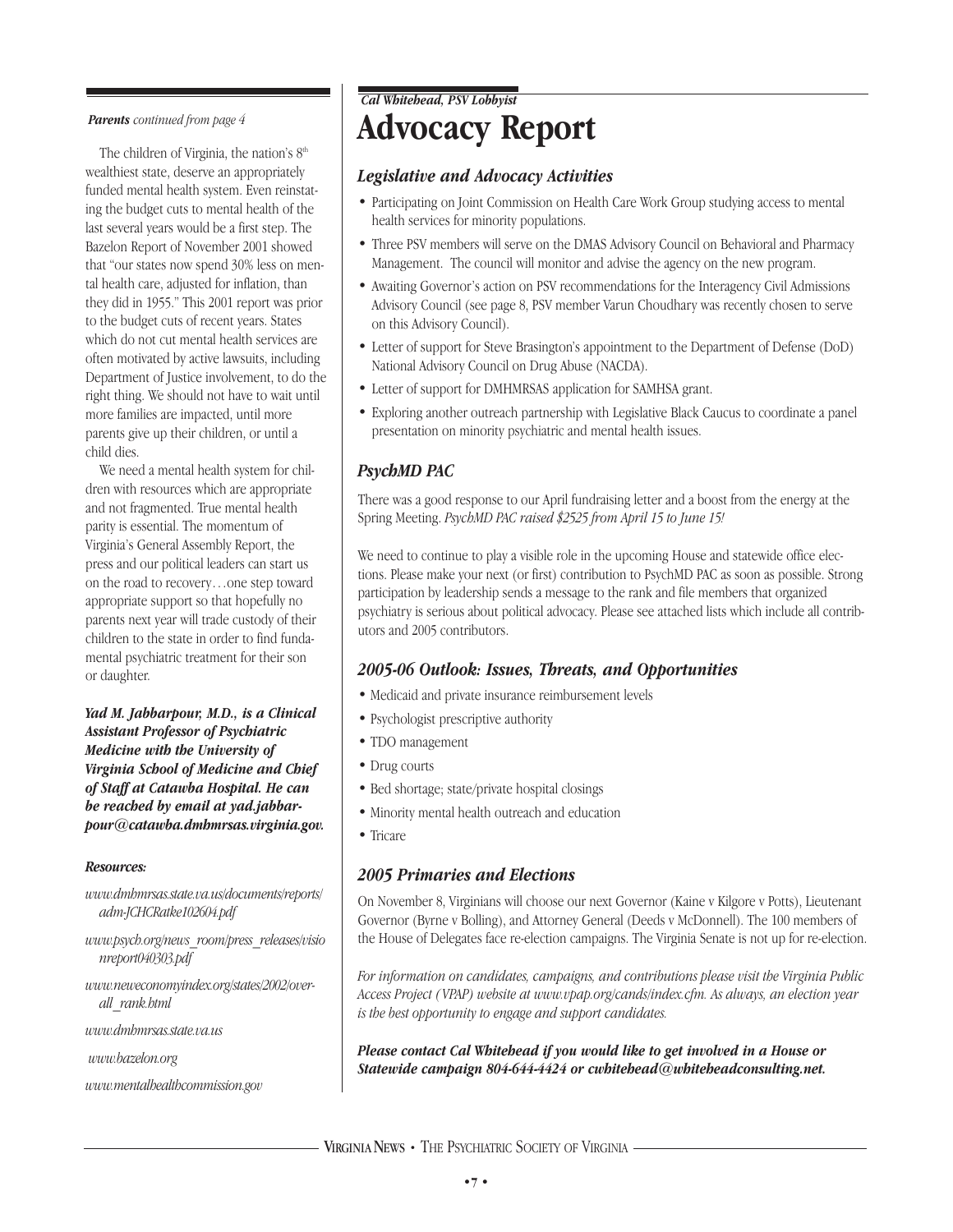*Parents continued from page 4*

The children of Virginia, the nation's 8th wealthiest state, deserve an appropriately funded mental health system. Even reinstating the budget cuts to mental health of the last several years would be a first step. The Bazelon Report of November 2001 showed that "our states now spend 30% less on mental health care, adjusted for inflation, than they did in 1955." This 2001 report was prior to the budget cuts of recent years. States which do not cut mental health services are often motivated by active lawsuits, including Department of Justice involvement, to do the right thing. We should not have to wait until more families are impacted, until more parents give up their children, or until a child dies.

We need a mental health system for children with resources which are appropriate and not fragmented. True mental health parity is essential. The momentum of Virginia's General Assembly Report, the press and our political leaders can start us on the road to recovery…one step toward appropriate support so that hopefully no parents next year will trade custody of their children to the state in order to find fundamental psychiatric treatment for their son or daughter.

***Yad M. Jabbarpour, M.D., is a Clinical Assistant Professor of Psychiatric Medicine with the University of Virginia School of Medicine and Chief of Staff at Catawba Hospital. He can be reached by email at yad.jabbarpour@catawba.dmhmrsas.virginia.gov.***

***Resources:***

*www.dmhmrsas.state.va.us/documents/reports/adm-JCHCRatke102604.pdf*

*www.psych.org/news_room/press_releases/visionreport040303.pdf*

*www.neweconomyindex.org/states/2002/overall_rank.html*

*www.dmhmrsas.state.va.us*

*www.bazelon.org*

*www.mentalhealthcommission.gov*

***Cal Whitehead, PSV Lobbyist***

# Advocacy Report

## *Legislative and Advocacy Activities*

- Participating on Joint Commission on Health Care Work Group studying access to mental health services for minority populations.
- Three PSV members will serve on the DMAS Advisory Council on Behavioral and Pharmacy Management. The council will monitor and advise the agency on the new program.
- Awaiting Governor's action on PSV recommendations for the Interagency Civil Admissions Advisory Council (see page 8, PSV member Varun Choudhary was recently chosen to serve on this Advisory Council).
- Letter of support for Steve Brasington's appointment to the Department of Defense (DoD) National Advisory Council on Drug Abuse (NACDA).
- Letter of support for DMHMRSAS application for SAMHSA grant.
- Exploring another outreach partnership with Legislative Black Caucus to coordinate a panel presentation on minority psychiatric and mental health issues.

## *PsychMD PAC*

There was a good response to our April fundraising letter and a boost from the energy at the Spring Meeting. *PsychMD PAC raised $2525 from April 15 to June 15!*

We need to continue to play a visible role in the upcoming House and statewide office elections. Please make your next (or first) contribution to PsychMD PAC as soon as possible. Strong participation by leadership sends a message to the rank and file members that organized psychiatry is serious about political advocacy. Please see attached lists which include all contributors and 2005 contributors.

## *2005-06 Outlook: Issues, Threats, and Opportunities*

- Medicaid and private insurance reimbursement levels
- Psychologist prescriptive authority
- TDO management
- Drug courts
- Bed shortage; state/private hospital closings
- Minority mental health outreach and education
- Tricare

## *2005 Primaries and Elections*

On November 8, Virginians will choose our next Governor (Kaine v Kilgore v Potts), Lieutenant Governor (Byrne v Bolling), and Attorney General (Deeds v McDonnell). The 100 members of the House of Delegates face re-election campaigns. The Virginia Senate is not up for re-election.

*For information on candidates, campaigns, and contributions please visit the Virginia Public Access Project (VPAP) website at www.vpap.org/cands/index.cfm. As always, an election year is the best opportunity to engage and support candidates.*

***Please contact Cal Whitehead if you would like to get involved in a House or Statewide campaign 804-644-4424 or cwhitehead@whiteheadconsulting.net.***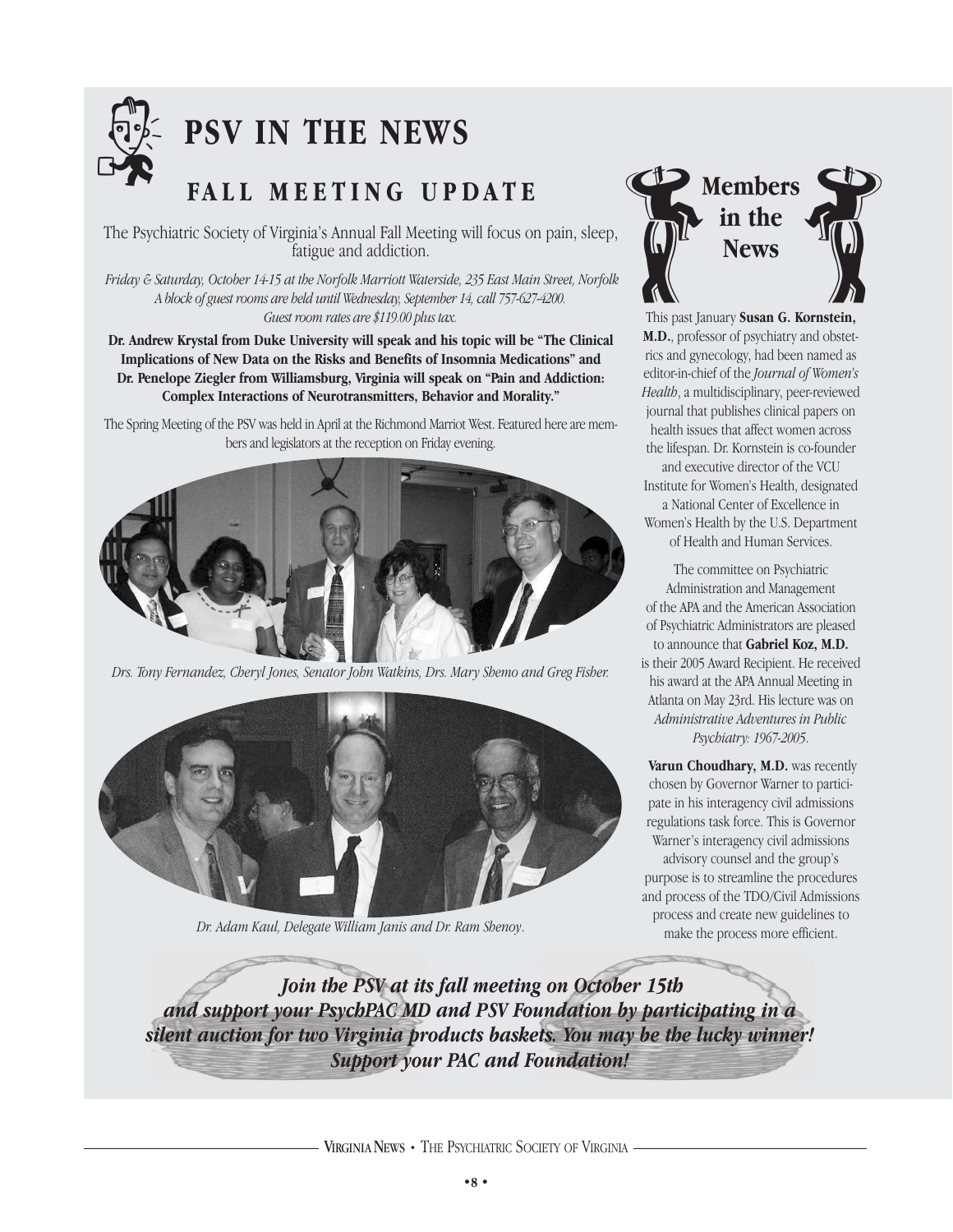# PSV IN THE NEWS

## FALL MEETING UPDATE

The Psychiatric Society of Virginia's Annual Fall Meeting will focus on pain, sleep, fatigue and addiction.

*Friday & Saturday, October 14-15 at the Norfolk Marriott Waterside, 235 East Main Street, Norfolk*
*A block of guest rooms are held until Wednesday, September 14, call 757-627-4200.*
*Guest room rates are $119.00 plus tax.*

**Dr. Andrew Krystal from Duke University will speak and his topic will be "The Clinical Implications of New Data on the Risks and Benefits of Insomnia Medications" and Dr. Penelope Ziegler from Williamsburg, Virginia will speak on "Pain and Addiction: Complex Interactions of Neurotransmitters, Behavior and Morality."**

The Spring Meeting of the PSV was held in April at the Richmond Marriot West. Featured here are members and legislators at the reception on Friday evening.

*Drs. Tony Fernandez, Cheryl Jones, Senator John Watkins, Drs. Mary Shemo and Greg Fisher.*

*Dr. Adam Kaul, Delegate William Janis and Dr. Ram Shenoy.*

## Members in the News

This past January **Susan G. Kornstein, M.D.**, professor of psychiatry and obstetrics and gynecology, had been named as editor-in-chief of the *Journal of Women's Health*, a multidisciplinary, peer-reviewed journal that publishes clinical papers on health issues that affect women across the lifespan. Dr. Kornstein is co-founder and executive director of the VCU Institute for Women's Health, designated a National Center of Excellence in Women's Health by the U.S. Department of Health and Human Services.

The committee on Psychiatric Administration and Management of the APA and the American Association of Psychiatric Administrators are pleased to announce that **Gabriel Koz, M.D.** is their 2005 Award Recipient. He received his award at the APA Annual Meeting in Atlanta on May 23rd. His lecture was on *Administrative Adventures in Public Psychiatry: 1967-2005*.

**Varun Choudhary, M.D.** was recently chosen by Governor Warner to participate in his interagency civil admissions regulations task force. This is Governor Warner's interagency civil admissions advisory counsel and the group's purpose is to streamline the procedures and process of the TDO/Civil Admissions process and create new guidelines to make the process more efficient.

***Join the PSV at its fall meeting on October 15th and support your PsychPAC MD and PSV Foundation by participating in a silent auction for two Virginia products baskets. You may be the lucky winner! Support your PAC and Foundation!***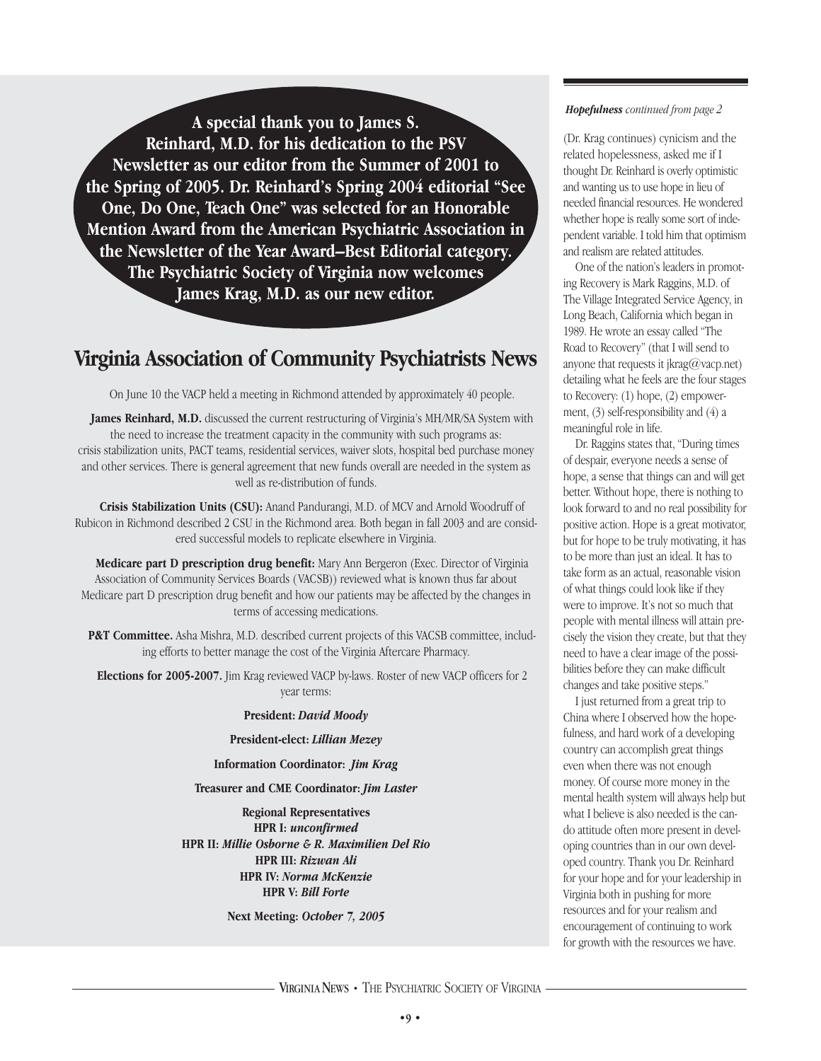**A special thank you to James S. Reinhard, M.D. for his dedication to the PSV Newsletter as our editor from the Summer of 2001 to the Spring of 2005. Dr. Reinhard's Spring 2004 editorial "See One, Do One, Teach One" was selected for an Honorable Mention Award from the American Psychiatric Association in the Newsletter of the Year Award–Best Editorial category. The Psychiatric Society of Virginia now welcomes James Krag, M.D. as our new editor.**

## Virginia Association of Community Psychiatrists News

On June 10 the VACP held a meeting in Richmond attended by approximately 40 people.

**James Reinhard, M.D.** discussed the current restructuring of Virginia's MH/MR/SA System with the need to increase the treatment capacity in the community with such programs as: crisis stabilization units, PACT teams, residential services, waiver slots, hospital bed purchase money and other services. There is general agreement that new funds overall are needed in the system as well as re-distribution of funds.

**Crisis Stabilization Units (CSU):** Anand Pandurangi, M.D. of MCV and Arnold Woodruff of Rubicon in Richmond described 2 CSU in the Richmond area. Both began in fall 2003 and are considered successful models to replicate elsewhere in Virginia.

**Medicare part D prescription drug benefit:** Mary Ann Bergeron (Exec. Director of Virginia Association of Community Services Boards (VACSB)) reviewed what is known thus far about Medicare part D prescription drug benefit and how our patients may be affected by the changes in terms of accessing medications.

**P&T Committee.** Asha Mishra, M.D. described current projects of this VACSB committee, including efforts to better manage the cost of the Virginia Aftercare Pharmacy.

**Elections for 2005-2007.** Jim Krag reviewed VACP by-laws. Roster of new VACP officers for 2 year terms:

**President:** ***David Moody***

**President-elect:** ***Lillian Mezey***

**Information Coordinator:** ***Jim Krag***

**Treasurer and CME Coordinator:** ***Jim Laster***

**Regional Representatives**
**HPR I:** ***unconfirmed***
**HPR II:** ***Millie Osborne & R. Maximilien Del Rio***
**HPR III:** ***Rizwan Ali***
**HPR IV:** ***Norma McKenzie***
**HPR V:** ***Bill Forte***

**Next Meeting:** ***October 7, 2005***

***Hopefulness*** *continued from page 2*

(Dr. Krag continues) cynicism and the related hopelessness, asked me if I thought Dr. Reinhard is overly optimistic and wanting us to use hope in lieu of needed financial resources. He wondered whether hope is really some sort of independent variable. I told him that optimism and realism are related attitudes.

One of the nation's leaders in promoting Recovery is Mark Raggins, M.D. of The Village Integrated Service Agency, in Long Beach, California which began in 1989. He wrote an essay called "The Road to Recovery" (that I will send to anyone that requests it jkrag@vacp.net) detailing what he feels are the four stages to Recovery: (1) hope, (2) empowerment, (3) self-responsibility and (4) a meaningful role in life.

Dr. Raggins states that, "During times of despair, everyone needs a sense of hope, a sense that things can and will get better. Without hope, there is nothing to look forward to and no real possibility for positive action. Hope is a great motivator, but for hope to be truly motivating, it has to be more than just an ideal. It has to take form as an actual, reasonable vision of what things could look like if they were to improve. It's not so much that people with mental illness will attain precisely the vision they create, but that they need to have a clear image of the possibilities before they can make difficult changes and take positive steps."

I just returned from a great trip to China where I observed how the hopefulness, and hard work of a developing country can accomplish great things even when there was not enough money. Of course more money in the mental health system will always help but what I believe is also needed is the can-do attitude often more present in developing countries than in our own developed country. Thank you Dr. Reinhard for your hope and for your leadership in Virginia both in pushing for more resources and for your realism and encouragement of continuing to work for growth with the resources we have.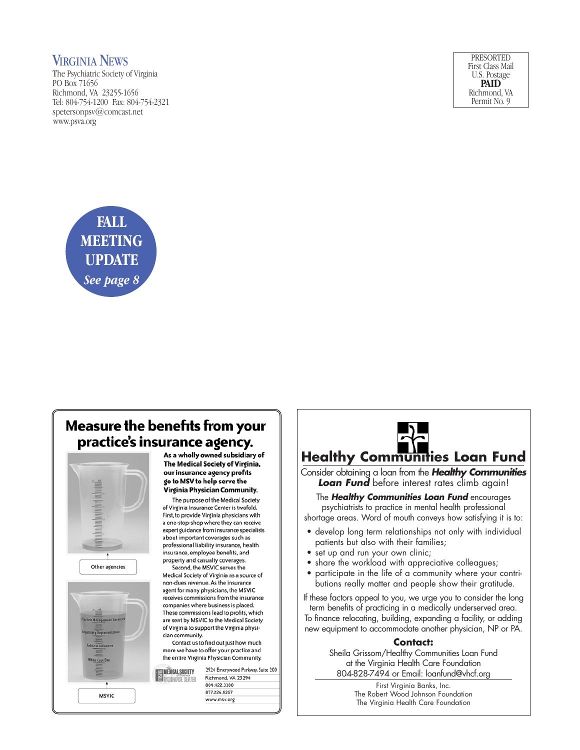# VIRGINIA NEWS

The Psychiatric Society of Virginia
PO Box 71656
Richmond, VA 23255-1656
Tel: 804-754-1200 Fax: 804-754-2321
spetersonpsv@comcast.net
www.psva.org

PRESORTED
First Class Mail
U.S. Postage
**PAID**
Richmond, VA
Permit No. 9

**FALL MEETING UPDATE**
*See page 8*

## Measure the benefits from your practice's insurance agency.

Other agencies

Practice Management Services
Regulatory Representation
Political Influence
White Coat Day

MSVIC

**As a wholly owned subsidiary of The Medical Society of Virginia, our insurance agency profits go to MSV to help serve the Virginia Physician Community.**

The purpose of the Medical Society of Virginia Insurance Center is twofold. First, to provide Virginia physicians with a one-stop-shop where they can receive expert guidance from insurance specialists about important coverages such as professional liability insurance, health insurance, employee benefits, and property and casualty coverages.

Second, the MSVIC serves the Medical Society of Virginia as a source of non-dues revenue. As the insurance agent for many physicians, the MSVIC receives commissions from the insurance companies where business is placed. These commissions lead to profits, which are sent by MSVIC to the Medical Society of Virginia to support the Virginia physician community.

Contact us to find out just how much more we have to offer your practice and the entire Virginia Physician Community.

The Medical Society of Virginia Insurance Center
2924 Emerywood Parkway, Suite 200
Richmond, VA 23294
804.422.3100
877.226.9367
www.msv.org

## Healthy Communities Loan Fund

Consider obtaining a loan from the ***Healthy Communities Loan Fund*** before interest rates climb again!

The ***Healthy Communities Loan Fund*** encourages psychiatrists to practice in mental health professional shortage areas. Word of mouth conveys how satisfying it is to:

- develop long term relationships not only with individual patients but also with their families;
- set up and run your own clinic;
- share the workload with appreciative colleagues;
- participate in the life of a community where your contributions really matter and people show their gratitude.

If these factors appeal to you, we urge you to consider the long term benefits of practicing in a medically underserved area. To finance relocating, building, expanding a facility, or adding new equipment to accommodate another physician, NP or PA.

**Contact:**
Sheila Grissom/Healthy Communities Loan Fund
at the Virginia Health Care Foundation
804-828-7494 or Email: loanfund@vhcf.org

First Virginia Banks, Inc.
The Robert Wood Johnson Foundation
The Virginia Health Care Foundation